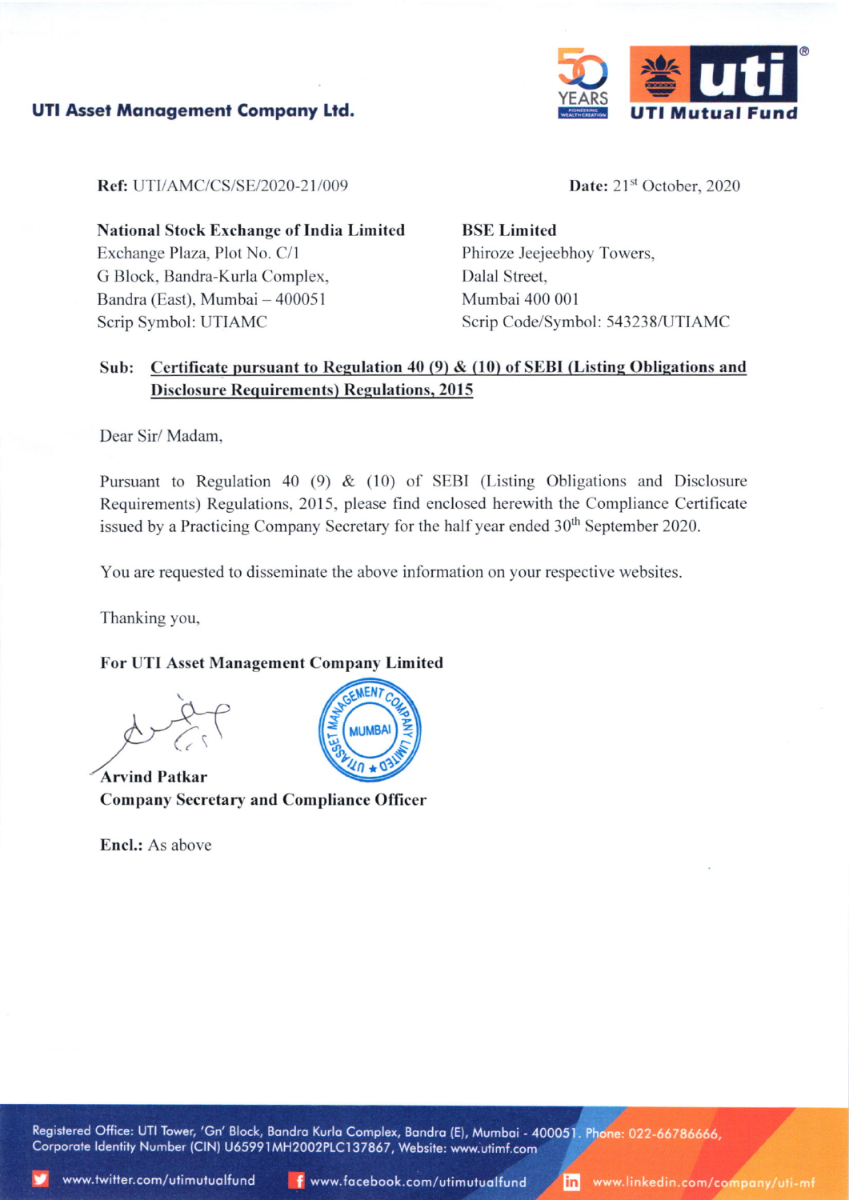**UTI Asset Management Company Ltd.**

UTI Mutual Fund

**Ref:** UTI/AMC/CS/SE/2020-21/009

**Date:** 21st October, 2020

**National Stock Exchange of India Limited**
Exchange Plaza, Plot No. C/1
G Block, Bandra-Kurla Complex,
Bandra (East), Mumbai – 400051
Scrip Symbol: UTIAMC

**BSE Limited**
Phiroze Jeejeebhoy Towers,
Dalal Street,
Mumbai 400 001
Scrip Code/Symbol: 543238/UTIAMC

**Sub: Certificate pursuant to Regulation 40 (9) & (10) of SEBI (Listing Obligations and Disclosure Requirements) Regulations, 2015**

Dear Sir/ Madam,

Pursuant to Regulation 40 (9) & (10) of SEBI (Listing Obligations and Disclosure Requirements) Regulations, 2015, please find enclosed herewith the Compliance Certificate issued by a Practicing Company Secretary for the half year ended 30th September 2020.

You are requested to disseminate the above information on your respective websites.

Thanking you,

**For UTI Asset Management Company Limited**

**Arvind Patkar**
**Company Secretary and Compliance Officer**

**Encl.:** As above

Registered Office: UTI Tower, 'Gn' Block, Bandra Kurla Complex, Bandra (E), Mumbai - 400051. Phone: 022-66786666,
Corporate Identity Number (CIN) U65991MH2002PLC137867, Website: www.utimf.com

www.twitter.com/utimutualfund www.facebook.com/utimutualfund www.linkedin.com/company/uti-mf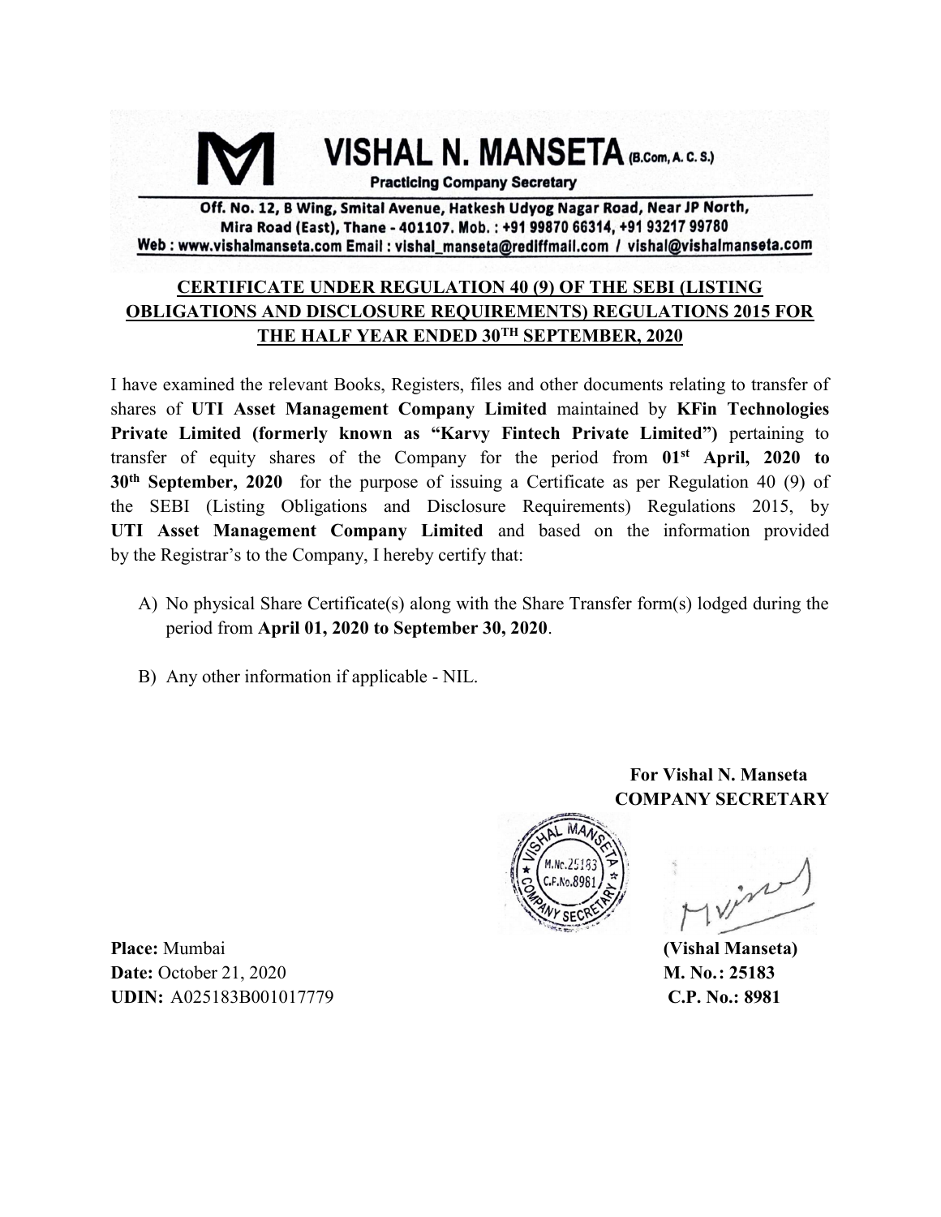# VISHAL N. MANSETA (B.Com, A. C. S.)

**Practicing Company Secretary**

**Off. No. 12, B Wing, Smital Avenue, Hatkesh Udyog Nagar Road, Near JP North, Mira Road (East), Thane - 401107. Mob. : +91 99870 66314, +91 93217 99780**
**Web : www.vishalmanseta.com Email : vishal_manseta@rediffmail.com / vishal@vishalmanseta.com**

## CERTIFICATE UNDER REGULATION 40 (9) OF THE SEBI (LISTING OBLIGATIONS AND DISCLOSURE REQUIREMENTS) REGULATIONS 2015 FOR THE HALF YEAR ENDED 30TH SEPTEMBER, 2020

I have examined the relevant Books, Registers, files and other documents relating to transfer of shares of **UTI Asset Management Company Limited** maintained by **KFin Technologies Private Limited (formerly known as "Karvy Fintech Private Limited")** pertaining to transfer of equity shares of the Company for the period from **01st April, 2020 to 30th September, 2020** for the purpose of issuing a Certificate as per Regulation 40 (9) of the SEBI (Listing Obligations and Disclosure Requirements) Regulations 2015, by **UTI Asset Management Company Limited** and based on the information provided by the Registrar's to the Company, I hereby certify that:

A) No physical Share Certificate(s) along with the Share Transfer form(s) lodged during the period from **April 01, 2020 to September 30, 2020**.

B) Any other information if applicable - NIL.

**For Vishal N. Manseta**
**COMPANY SECRETARY**

VISHAL MANSETA M.No.25183 C.P.No.8981 COMPANY SECRETARY

**(Vishal Manseta)**
**M. No.: 25183**
**C.P. No.: 8981**

**Place:** Mumbai
**Date:** October 21, 2020
**UDIN:** A025183B001017779